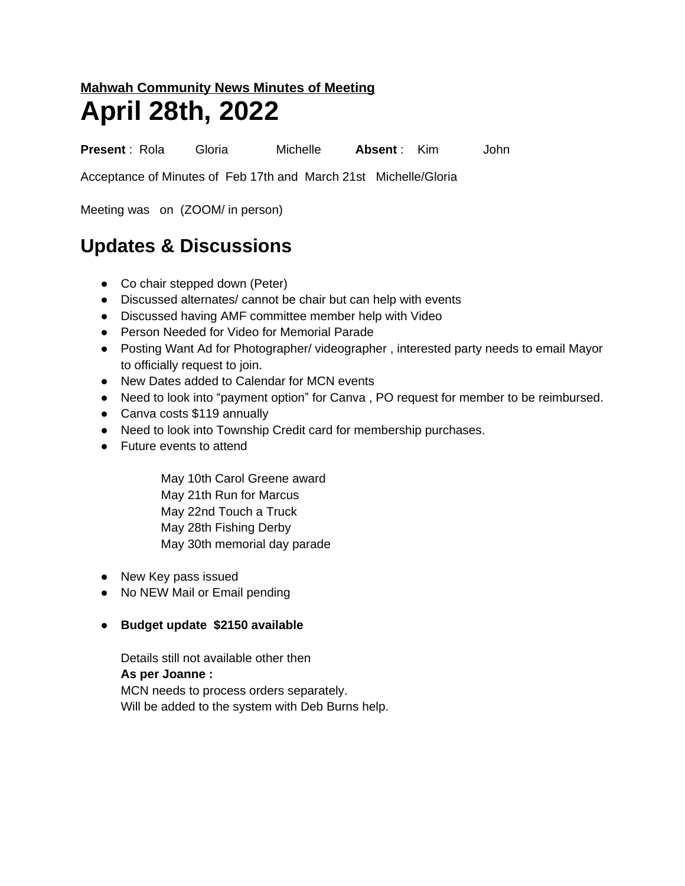**Mahwah Community News Minutes of Meeting**

# April 28th, 2022

**Present** : Rola Gloria Michelle **Absent** : Kim John

Acceptance of Minutes of Feb 17th and March 21st Michelle/Gloria

Meeting was on (ZOOM/ in person)

## Updates & Discussions

- Co chair stepped down (Peter)
- Discussed alternates/ cannot be chair but can help with events
- Discussed having AMF committee member help with Video
- Person Needed for Video for Memorial Parade
- Posting Want Ad for Photographer/ videographer , interested party needs to email Mayor to officially request to join.
- New Dates added to Calendar for MCN events
- Need to look into "payment option" for Canva , PO request for member to be reimbursed.
- Canva costs $119 annually
- Need to look into Township Credit card for membership purchases.
- Future events to attend

  May 10th Carol Greene award
  May 21th Run for Marcus
  May 22nd Touch a Truck
  May 28th Fishing Derby
  May 30th memorial day parade

- New Key pass issued
- No NEW Mail or Email pending

- **Budget update $2150 available**

  Details still not available other then
  **As per Joanne :**
  MCN needs to process orders separately.
  Will be added to the system with Deb Burns help.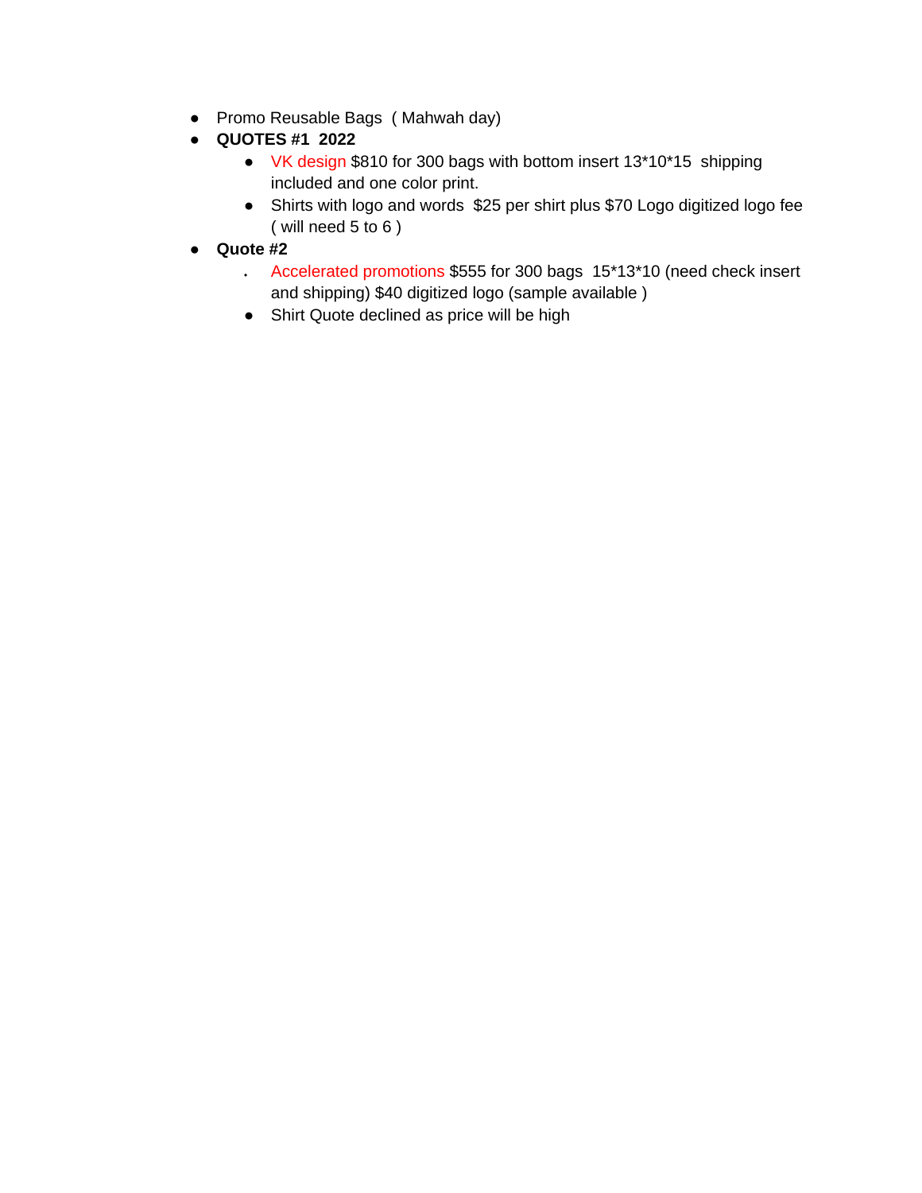- Promo Reusable Bags  ( Mahwah day)
- **QUOTES #1  2022**
    - VK design $810 for 300 bags with bottom insert 13*10*15  shipping included and one color print.
    - Shirts with logo and words  $25 per shirt plus $70 Logo digitized logo fee ( will need 5 to 6 )
- **Quote #2**
    - Accelerated promotions $555 for 300 bags  15*13*10 (need check insert and shipping) $40 digitized logo (sample available )
    - Shirt Quote declined as price will be high